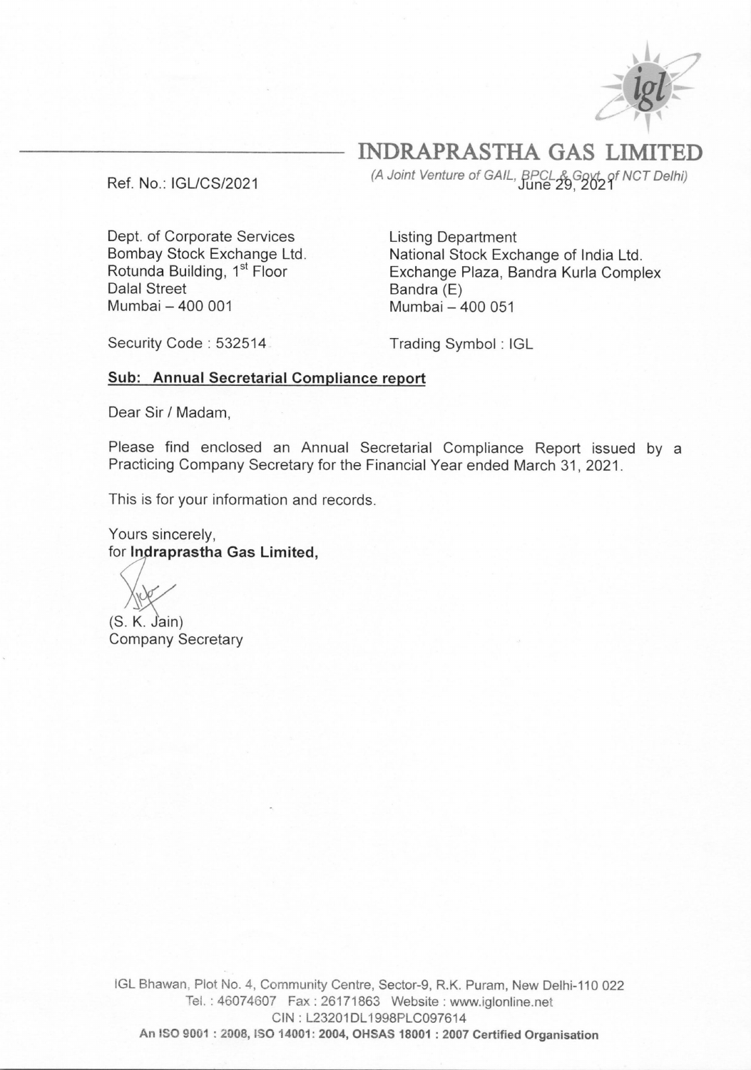# INDRAPRASTHA GAS LIMITED

*(A Joint Venture of GAIL, BPCL & Govt. of NCT Delhi)*

Ref. No.: IGL/CS/2021

June 29, 2021

Dept. of Corporate Services
Bombay Stock Exchange Ltd.
Rotunda Building, 1st Floor
Dalal Street
Mumbai – 400 001

Listing Department
National Stock Exchange of India Ltd.
Exchange Plaza, Bandra Kurla Complex
Bandra (E)
Mumbai – 400 051

Security Code : 532514

Trading Symbol : IGL

**Sub: Annual Secretarial Compliance report**

Dear Sir / Madam,

Please find enclosed an Annual Secretarial Compliance Report issued by a Practicing Company Secretary for the Financial Year ended March 31, 2021.

This is for your information and records.

Yours sincerely,
for **Indraprastha Gas Limited,**

(S. K. Jain)
Company Secretary

IGL Bhawan, Plot No. 4, Community Centre, Sector-9, R.K. Puram, New Delhi-110 022
Tel. : 46074607 Fax : 26171863 Website : www.iglonline.net
CIN : L23201DL1998PLC097614
**An ISO 9001 : 2008, ISO 14001: 2004, OHSAS 18001 : 2007 Certified Organisation**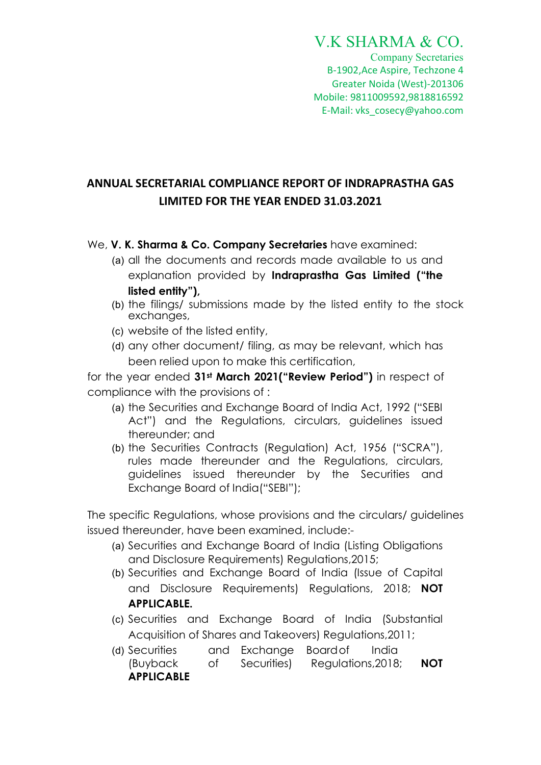V.K SHARMA & CO.

Company Secretaries
B-1902,Ace Aspire, Techzone 4
Greater Noida (West)-201306
Mobile: 9811009592,9818816592
E-Mail: vks_cosecy@yahoo.com

## ANNUAL SECRETARIAL COMPLIANCE REPORT OF INDRAPRASTHA GAS LIMITED FOR THE YEAR ENDED 31.03.2021

We, **V. K. Sharma & Co. Company Secretaries** have examined:

(a) all the documents and records made available to us and explanation provided by **Indraprastha Gas Limited ("the listed entity"),**

(b) the filings/ submissions made by the listed entity to the stock exchanges,

(c) website of the listed entity,

(d) any other document/ filing, as may be relevant, which has been relied upon to make this certification,

for the year ended **31st March 2021("Review Period")** in respect of compliance with the provisions of :

(a) the Securities and Exchange Board of India Act, 1992 ("SEBI Act") and the Regulations, circulars, guidelines issued thereunder; and

(b) the Securities Contracts (Regulation) Act, 1956 ("SCRA"), rules made thereunder and the Regulations, circulars, guidelines issued thereunder by the Securities and Exchange Board of India("SEBI");

The specific Regulations, whose provisions and the circulars/ guidelines issued thereunder, have been examined, include:-

(a) Securities and Exchange Board of India (Listing Obligations and Disclosure Requirements) Regulations,2015;

(b) Securities and Exchange Board of India (Issue of Capital and Disclosure Requirements) Regulations, 2018; **NOT APPLICABLE.**

(c) Securities and Exchange Board of India (Substantial Acquisition of Shares and Takeovers) Regulations,2011;

(d) Securities and Exchange Board of India (Buyback of Securities) Regulations,2018; **NOT APPLICABLE**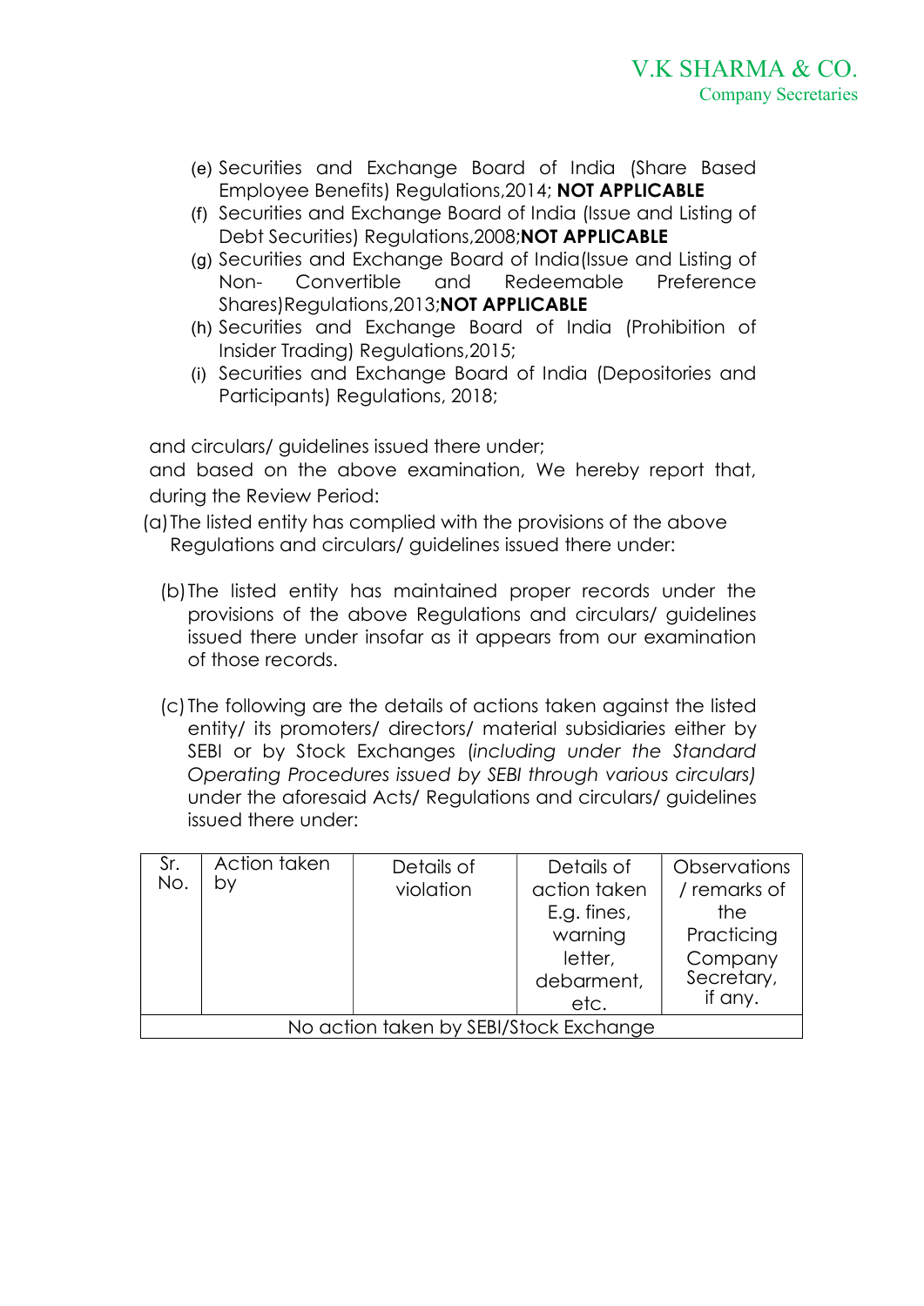(e) Securities and Exchange Board of India (Share Based Employee Benefits) Regulations,2014; **NOT APPLICABLE**

(f) Securities and Exchange Board of India (Issue and Listing of Debt Securities) Regulations,2008;**NOT APPLICABLE**

(g) Securities and Exchange Board of India(Issue and Listing of Non- Convertible and Redeemable Preference Shares)Regulations,2013;**NOT APPLICABLE**

(h) Securities and Exchange Board of India (Prohibition of Insider Trading) Regulations,2015;

(i) Securities and Exchange Board of India (Depositories and Participants) Regulations, 2018;

and circulars/ guidelines issued there under;

and based on the above examination, We hereby report that, during the Review Period:

(a) The listed entity has complied with the provisions of the above Regulations and circulars/ guidelines issued there under:

(b) The listed entity has maintained proper records under the provisions of the above Regulations and circulars/ guidelines issued there under insofar as it appears from our examination of those records.

(c) The following are the details of actions taken against the listed entity/ its promoters/ directors/ material subsidiaries either by SEBI or by Stock Exchanges (*including under the Standard Operating Procedures issued by SEBI through various circulars)* under the aforesaid Acts/ Regulations and circulars/ guidelines issued there under:

| Sr. No. | Action taken by | Details of violation | Details of action taken E.g. fines, warning letter, debarment, etc. | Observations / remarks of the Practicing Company Secretary, if any. |
|---|---|---|---|---|
| No action taken by SEBI/Stock Exchange | | | | |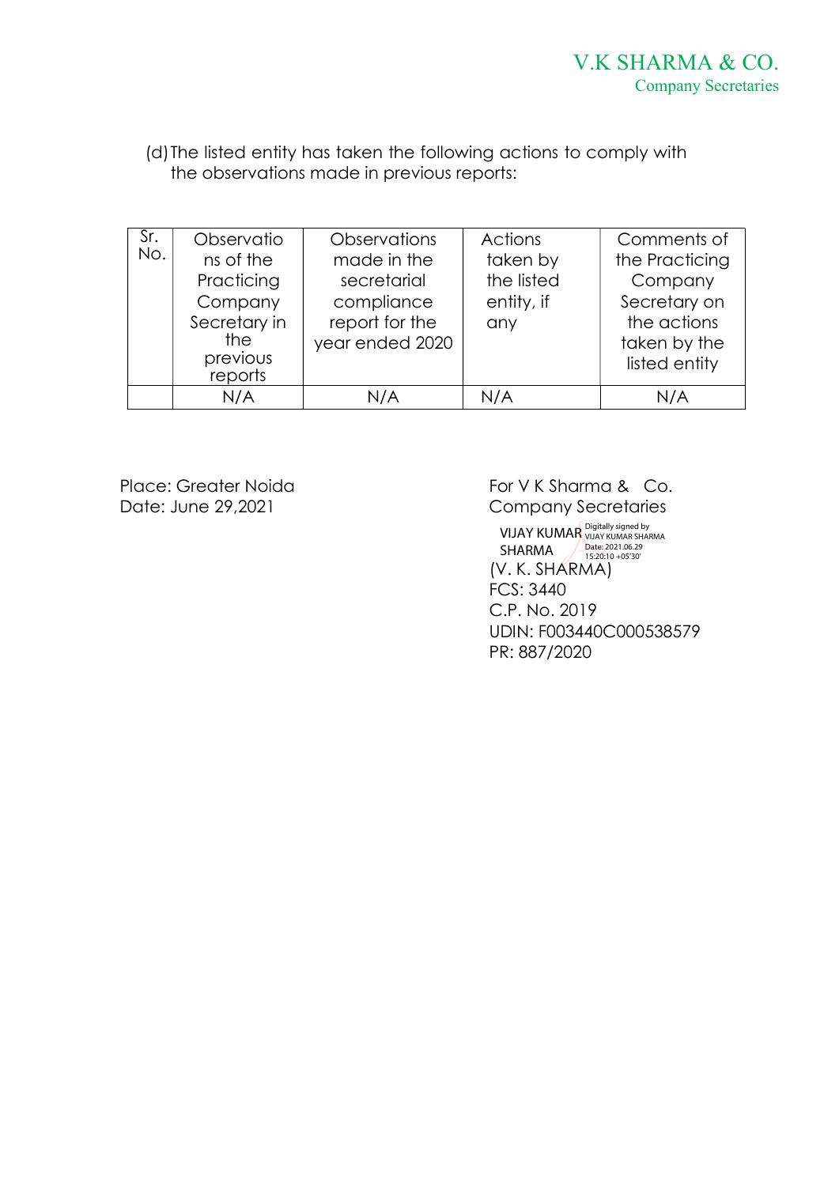(d) The listed entity has taken the following actions to comply with the observations made in previous reports:

| Sr. No. | Observations of the Practicing Company Secretary in the previous reports | Observations made in the secretarial compliance report for the year ended 2020 | Actions taken by the listed entity, if any | Comments of the Practicing Company Secretary on the actions taken by the listed entity |
|---|---|---|---|---|
| | N/A | N/A | N/A | N/A |

Place: Greater Noida
Date: June 29,2021

For V K Sharma & Co.
Company Secretaries

VIJAY KUMAR SHARMA
Digitally signed by VIJAY KUMAR SHARMA
Date: 2021.06.29 15:20:10 +05'30'

(V. K. SHARMA)
FCS: 3440
C.P. No. 2019
UDIN: F003440C000538579
PR: 887/2020